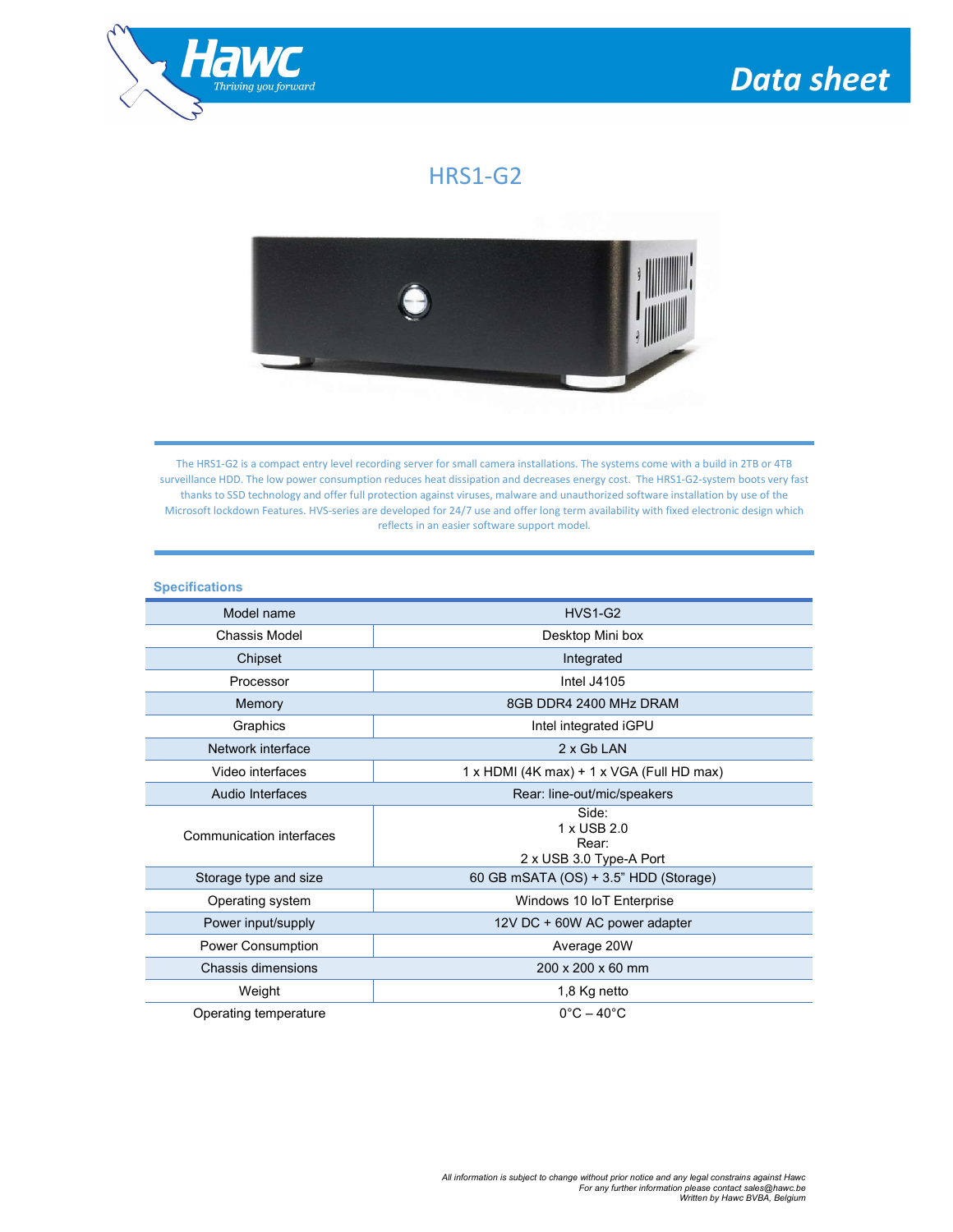Hawc
*Thriving you forward*

# Data sheet

## HRS1-G2

The HRS1-G2 is a compact entry level recording server for small camera installations. The systems come with a build in 2TB or 4TB surveillance HDD. The low power consumption reduces heat dissipation and decreases energy cost. The HRS1-G2-system boots very fast thanks to SSD technology and offer full protection against viruses, malware and unauthorized software installation by use of the Microsoft lockdown Features. HVS-series are developed for 24/7 use and offer long term availability with fixed electronic design which reflects in an easier software support model.

### Specifications

| Model name | HVS1-G2 |
|---|---|
| Chassis Model | Desktop Mini box |
| Chipset | Integrated |
| Processor | Intel J4105 |
| Memory | 8GB DDR4 2400 MHz DRAM |
| Graphics | Intel integrated iGPU |
| Network interface | 2 x Gb LAN |
| Video interfaces | 1 x HDMI (4K max) + 1 x VGA (Full HD max) |
| Audio Interfaces | Rear: line-out/mic/speakers |
| Communication interfaces | Side:<br>1 x USB 2.0<br>Rear:<br>2 x USB 3.0 Type-A Port |
| Storage type and size | 60 GB mSATA (OS) + 3.5" HDD (Storage) |
| Operating system | Windows 10 IoT Enterprise |
| Power input/supply | 12V DC + 60W AC power adapter |
| Power Consumption | Average 20W |
| Chassis dimensions | 200 x 200 x 60 mm |
| Weight | 1,8 Kg netto |
| Operating temperature | 0°C – 40°C |

*All information is subject to change without prior notice and any legal constrains against Hawc*
*For any further information please contact sales@hawc.be*
*Written by Hawc BVBA, Belgium*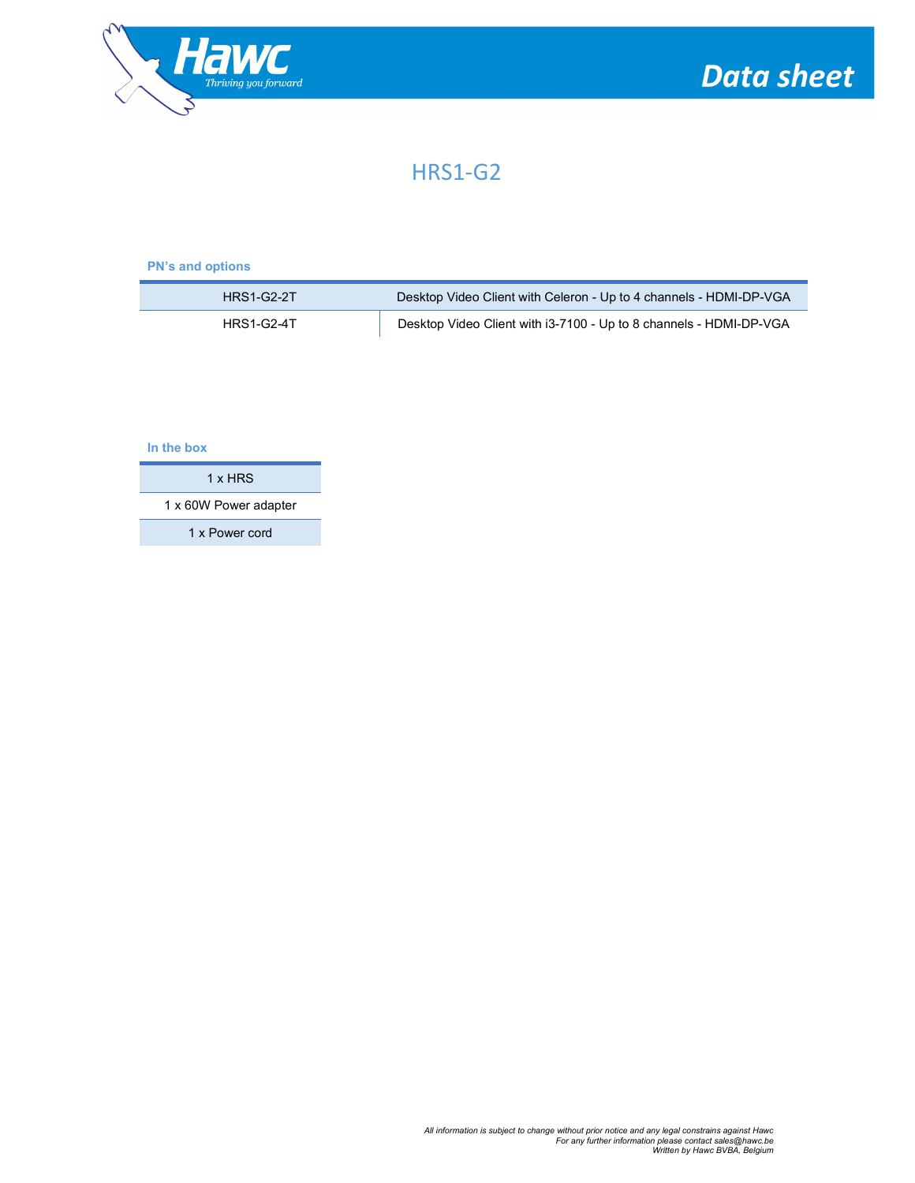# HRS1-G2

### PN's and options

| | |
|---|---|
| HRS1-G2-2T | Desktop Video Client with Celeron - Up to 4 channels - HDMI-DP-VGA |
| HRS1-G2-4T | Desktop Video Client with i3-7100 - Up to 8 channels - HDMI-DP-VGA |

### In the box

| |
|---|
| 1 x HRS |
| 1 x 60W Power adapter |
| 1 x Power cord |

*All information is subject to change without prior notice and any legal constrains against Hawc*
*For any further information please contact sales@hawc.be*
*Written by Hawc BVBA, Belgium*